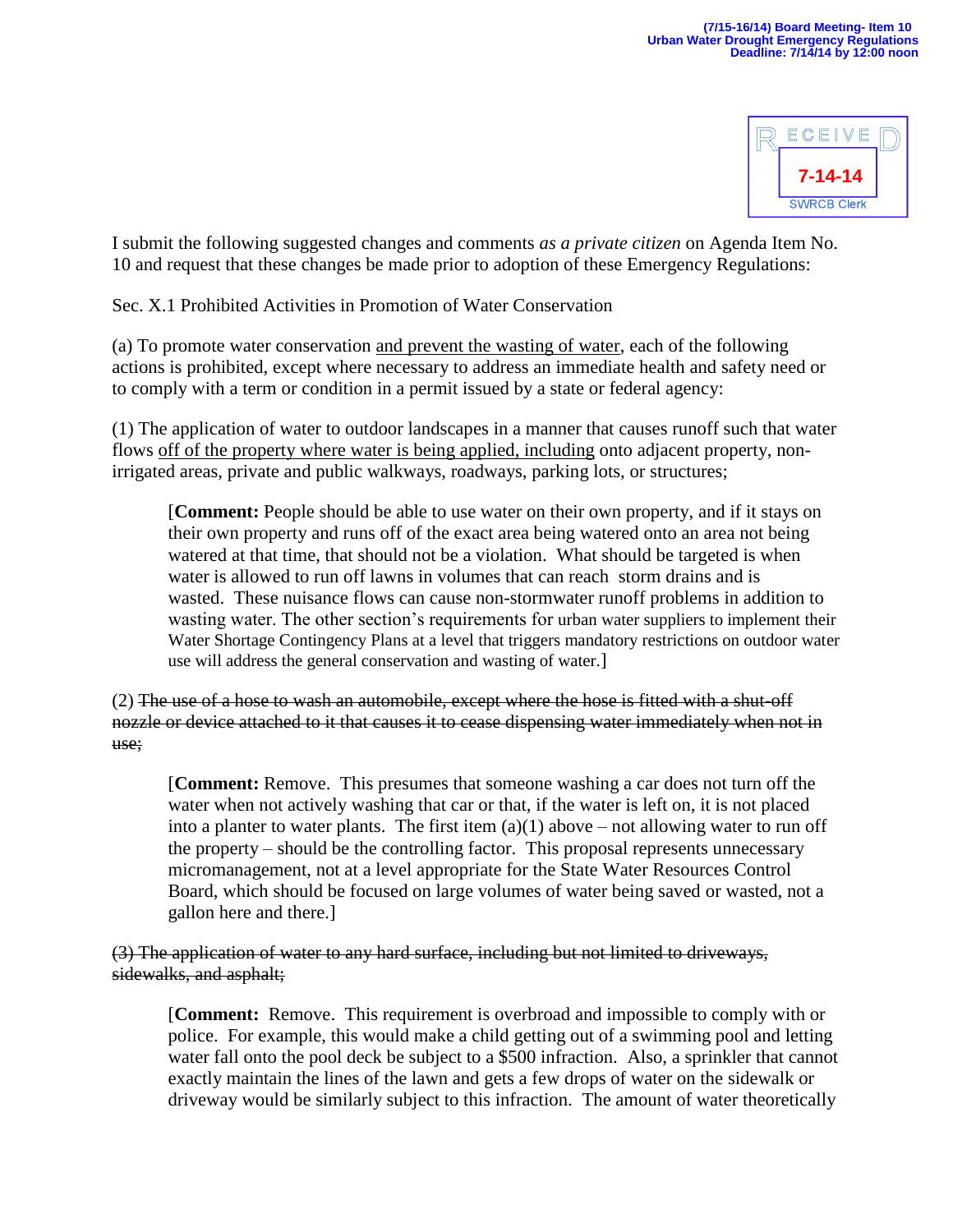I submit the following suggested changes and comments *as a private citizen* on Agenda Item No. 10 and request that these changes be made prior to adoption of these Emergency Regulations:

Sec. X.1 Prohibited Activities in Promotion of Water Conservation

(a) To promote water conservation <u>and prevent the wasting of water</u>, each of the following actions is prohibited, except where necessary to address an immediate health and safety need or to comply with a term or condition in a permit issued by a state or federal agency:

(1) The application of water to outdoor landscapes in a manner that causes runoff such that water flows <u>off of the property where water is being applied, including</u> onto adjacent property, non-irrigated areas, private and public walkways, roadways, parking lots, or structures;

> [**Comment:** People should be able to use water on their own property, and if it stays on their own property and runs off of the exact area being watered onto an area not being watered at that time, that should not be a violation. What should be targeted is when water is allowed to run off lawns in volumes that can reach storm drains and is wasted. These nuisance flows can cause non-stormwater runoff problems in addition to wasting water. The other section's requirements for urban water suppliers to implement their Water Shortage Contingency Plans at a level that triggers mandatory restrictions on outdoor water use will address the general conservation and wasting of water.]

(2) ~~The use of a hose to wash an automobile, except where the hose is fitted with a shut-off nozzle or device attached to it that causes it to cease dispensing water immediately when not in use;~~

> [**Comment:** Remove. This presumes that someone washing a car does not turn off the water when not actively washing that car or that, if the water is left on, it is not placed into a planter to water plants. The first item (a)(1) above – not allowing water to run off the property – should be the controlling factor. This proposal represents unnecessary micromanagement, not at a level appropriate for the State Water Resources Control Board, which should be focused on large volumes of water being saved or wasted, not a gallon here and there.]

~~(3) The application of water to any hard surface, including but not limited to driveways, sidewalks, and asphalt;~~

> [**Comment:** Remove. This requirement is overbroad and impossible to comply with or police. For example, this would make a child getting out of a swimming pool and letting water fall onto the pool deck be subject to a $500 infraction. Also, a sprinkler that cannot exactly maintain the lines of the lawn and gets a few drops of water on the sidewalk or driveway would be similarly subject to this infraction. The amount of water theoretically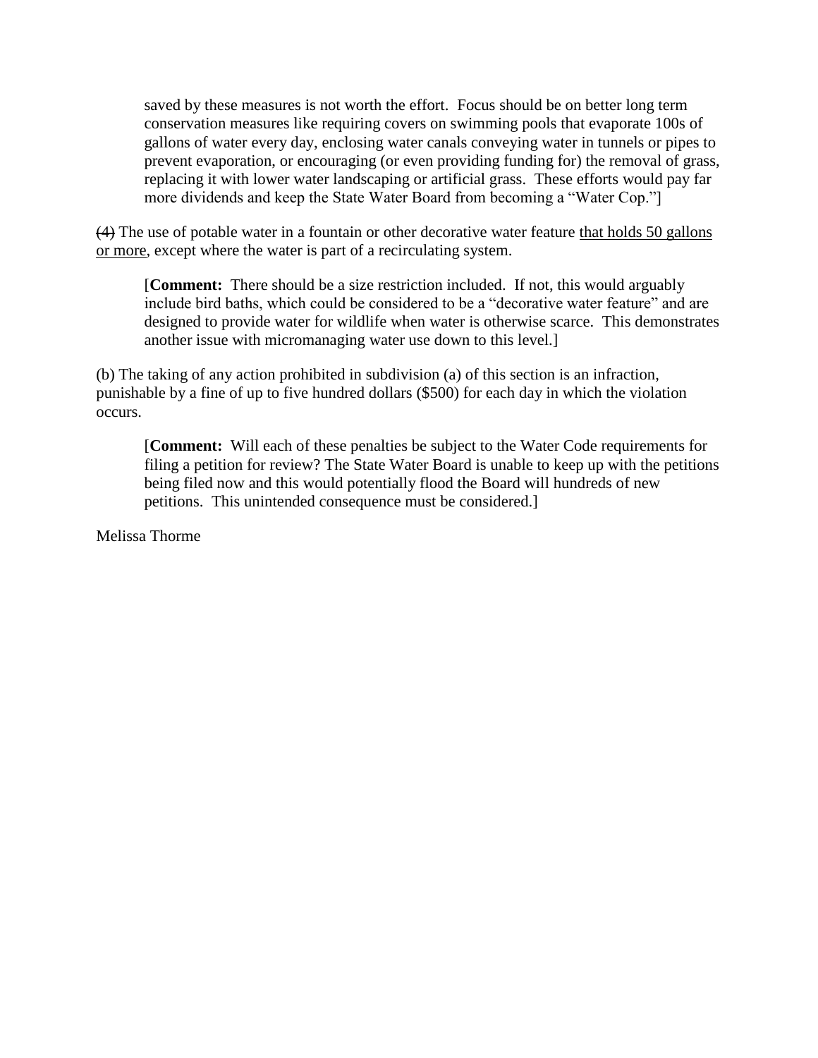saved by these measures is not worth the effort. Focus should be on better long term conservation measures like requiring covers on swimming pools that evaporate 100s of gallons of water every day, enclosing water canals conveying water in tunnels or pipes to prevent evaporation, or encouraging (or even providing funding for) the removal of grass, replacing it with lower water landscaping or artificial grass. These efforts would pay far more dividends and keep the State Water Board from becoming a "Water Cop."]

~~(4)~~ The use of potable water in a fountain or other decorative water feature <u>that holds 50 gallons or more</u>, except where the water is part of a recirculating system.

> [**Comment:** There should be a size restriction included. If not, this would arguably include bird baths, which could be considered to be a "decorative water feature" and are designed to provide water for wildlife when water is otherwise scarce. This demonstrates another issue with micromanaging water use down to this level.]

(b) The taking of any action prohibited in subdivision (a) of this section is an infraction, punishable by a fine of up to five hundred dollars ($500) for each day in which the violation occurs.

> [**Comment:** Will each of these penalties be subject to the Water Code requirements for filing a petition for review? The State Water Board is unable to keep up with the petitions being filed now and this would potentially flood the Board will hundreds of new petitions. This unintended consequence must be considered.]

Melissa Thorme